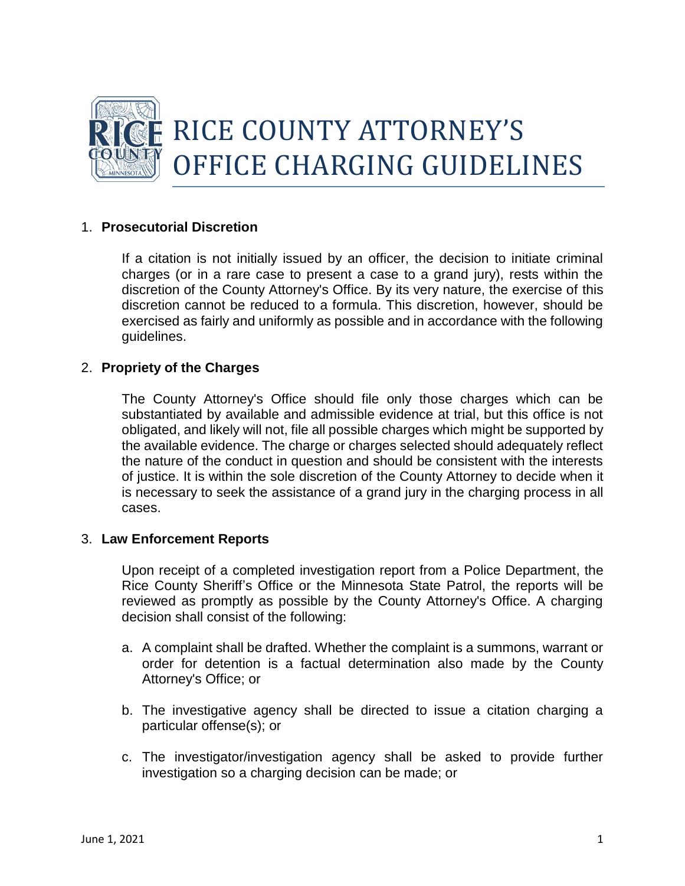# RICE COUNTY ATTORNEY'S OFFICE CHARGING GUIDELINES

## 1. Prosecutorial Discretion

If a citation is not initially issued by an officer, the decision to initiate criminal charges (or in a rare case to present a case to a grand jury), rests within the discretion of the County Attorney's Office. By its very nature, the exercise of this discretion cannot be reduced to a formula. This discretion, however, should be exercised as fairly and uniformly as possible and in accordance with the following guidelines.

## 2. Propriety of the Charges

The County Attorney's Office should file only those charges which can be substantiated by available and admissible evidence at trial, but this office is not obligated, and likely will not, file all possible charges which might be supported by the available evidence. The charge or charges selected should adequately reflect the nature of the conduct in question and should be consistent with the interests of justice. It is within the sole discretion of the County Attorney to decide when it is necessary to seek the assistance of a grand jury in the charging process in all cases.

## 3. Law Enforcement Reports

Upon receipt of a completed investigation report from a Police Department, the Rice County Sheriff's Office or the Minnesota State Patrol, the reports will be reviewed as promptly as possible by the County Attorney's Office. A charging decision shall consist of the following:

a. A complaint shall be drafted. Whether the complaint is a summons, warrant or order for detention is a factual determination also made by the County Attorney's Office; or

b. The investigative agency shall be directed to issue a citation charging a particular offense(s); or

c. The investigator/investigation agency shall be asked to provide further investigation so a charging decision can be made; or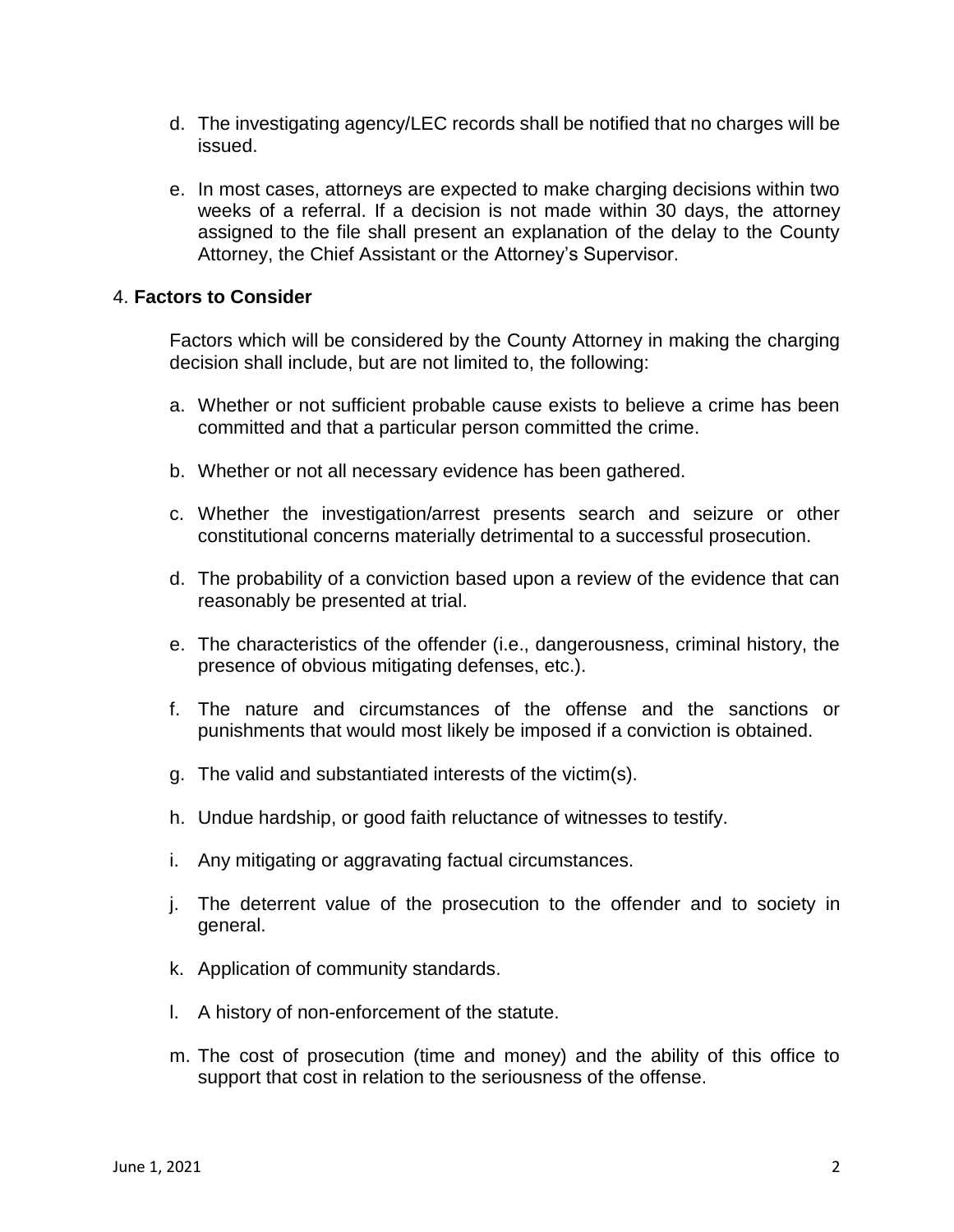d. The investigating agency/LEC records shall be notified that no charges will be issued.

e. In most cases, attorneys are expected to make charging decisions within two weeks of a referral. If a decision is not made within 30 days, the attorney assigned to the file shall present an explanation of the delay to the County Attorney, the Chief Assistant or the Attorney's Supervisor.

4. **Factors to Consider**

Factors which will be considered by the County Attorney in making the charging decision shall include, but are not limited to, the following:

a. Whether or not sufficient probable cause exists to believe a crime has been committed and that a particular person committed the crime.

b. Whether or not all necessary evidence has been gathered.

c. Whether the investigation/arrest presents search and seizure or other constitutional concerns materially detrimental to a successful prosecution.

d. The probability of a conviction based upon a review of the evidence that can reasonably be presented at trial.

e. The characteristics of the offender (i.e., dangerousness, criminal history, the presence of obvious mitigating defenses, etc.).

f. The nature and circumstances of the offense and the sanctions or punishments that would most likely be imposed if a conviction is obtained.

g. The valid and substantiated interests of the victim(s).

h. Undue hardship, or good faith reluctance of witnesses to testify.

i. Any mitigating or aggravating factual circumstances.

j. The deterrent value of the prosecution to the offender and to society in general.

k. Application of community standards.

l. A history of non-enforcement of the statute.

m. The cost of prosecution (time and money) and the ability of this office to support that cost in relation to the seriousness of the offense.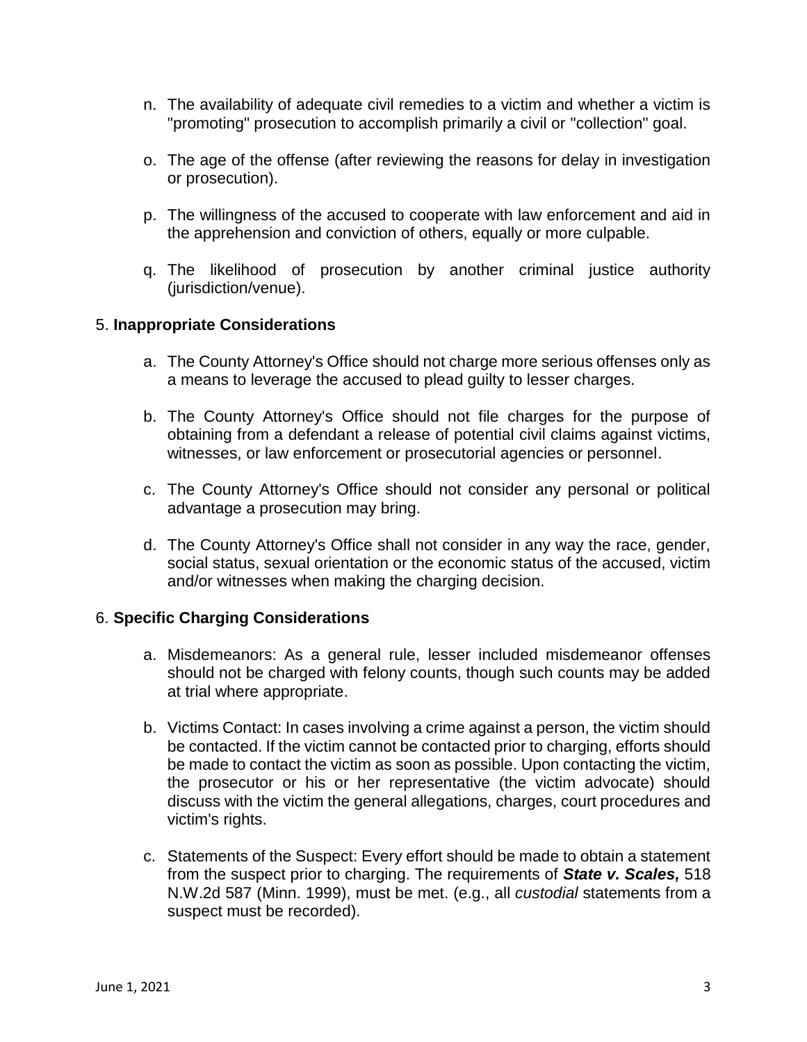n. The availability of adequate civil remedies to a victim and whether a victim is "promoting" prosecution to accomplish primarily a civil or "collection" goal.

o. The age of the offense (after reviewing the reasons for delay in investigation or prosecution).

p. The willingness of the accused to cooperate with law enforcement and aid in the apprehension and conviction of others, equally or more culpable.

q. The likelihood of prosecution by another criminal justice authority (jurisdiction/venue).

5. **Inappropriate Considerations**

a. The County Attorney's Office should not charge more serious offenses only as a means to leverage the accused to plead guilty to lesser charges.

b. The County Attorney's Office should not file charges for the purpose of obtaining from a defendant a release of potential civil claims against victims, witnesses, or law enforcement or prosecutorial agencies or personnel.

c. The County Attorney's Office should not consider any personal or political advantage a prosecution may bring.

d. The County Attorney's Office shall not consider in any way the race, gender, social status, sexual orientation or the economic status of the accused, victim and/or witnesses when making the charging decision.

6. **Specific Charging Considerations**

a. Misdemeanors: As a general rule, lesser included misdemeanor offenses should not be charged with felony counts, though such counts may be added at trial where appropriate.

b. Victims Contact: In cases involving a crime against a person, the victim should be contacted. If the victim cannot be contacted prior to charging, efforts should be made to contact the victim as soon as possible. Upon contacting the victim, the prosecutor or his or her representative (the victim advocate) should discuss with the victim the general allegations, charges, court procedures and victim's rights.

c. Statements of the Suspect: Every effort should be made to obtain a statement from the suspect prior to charging. The requirements of ***State v. Scales,*** 518 N.W.2d 587 (Minn. 1999), must be met. (e.g., all *custodial* statements from a suspect must be recorded).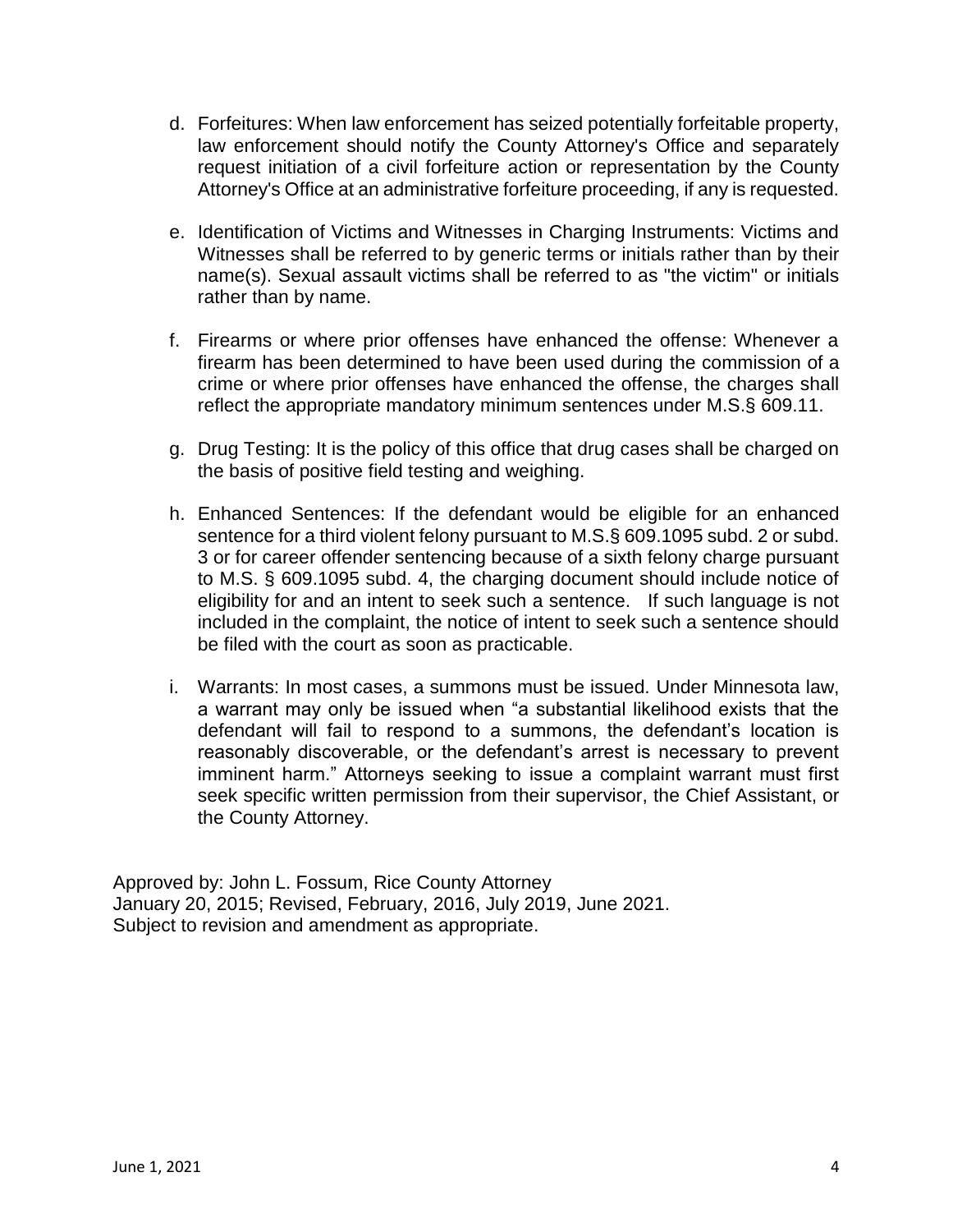d. Forfeitures: When law enforcement has seized potentially forfeitable property, law enforcement should notify the County Attorney's Office and separately request initiation of a civil forfeiture action or representation by the County Attorney's Office at an administrative forfeiture proceeding, if any is requested.

e. Identification of Victims and Witnesses in Charging Instruments: Victims and Witnesses shall be referred to by generic terms or initials rather than by their name(s). Sexual assault victims shall be referred to as "the victim" or initials rather than by name.

f. Firearms or where prior offenses have enhanced the offense: Whenever a firearm has been determined to have been used during the commission of a crime or where prior offenses have enhanced the offense, the charges shall reflect the appropriate mandatory minimum sentences under M.S.§ 609.11.

g. Drug Testing: It is the policy of this office that drug cases shall be charged on the basis of positive field testing and weighing.

h. Enhanced Sentences: If the defendant would be eligible for an enhanced sentence for a third violent felony pursuant to M.S.§ 609.1095 subd. 2 or subd. 3 or for career offender sentencing because of a sixth felony charge pursuant to M.S. § 609.1095 subd. 4, the charging document should include notice of eligibility for and an intent to seek such a sentence. If such language is not included in the complaint, the notice of intent to seek such a sentence should be filed with the court as soon as practicable.

i. Warrants: In most cases, a summons must be issued. Under Minnesota law, a warrant may only be issued when "a substantial likelihood exists that the defendant will fail to respond to a summons, the defendant's location is reasonably discoverable, or the defendant's arrest is necessary to prevent imminent harm." Attorneys seeking to issue a complaint warrant must first seek specific written permission from their supervisor, the Chief Assistant, or the County Attorney.

Approved by: John L. Fossum, Rice County Attorney
January 20, 2015; Revised, February, 2016, July 2019, June 2021.
Subject to revision and amendment as appropriate.